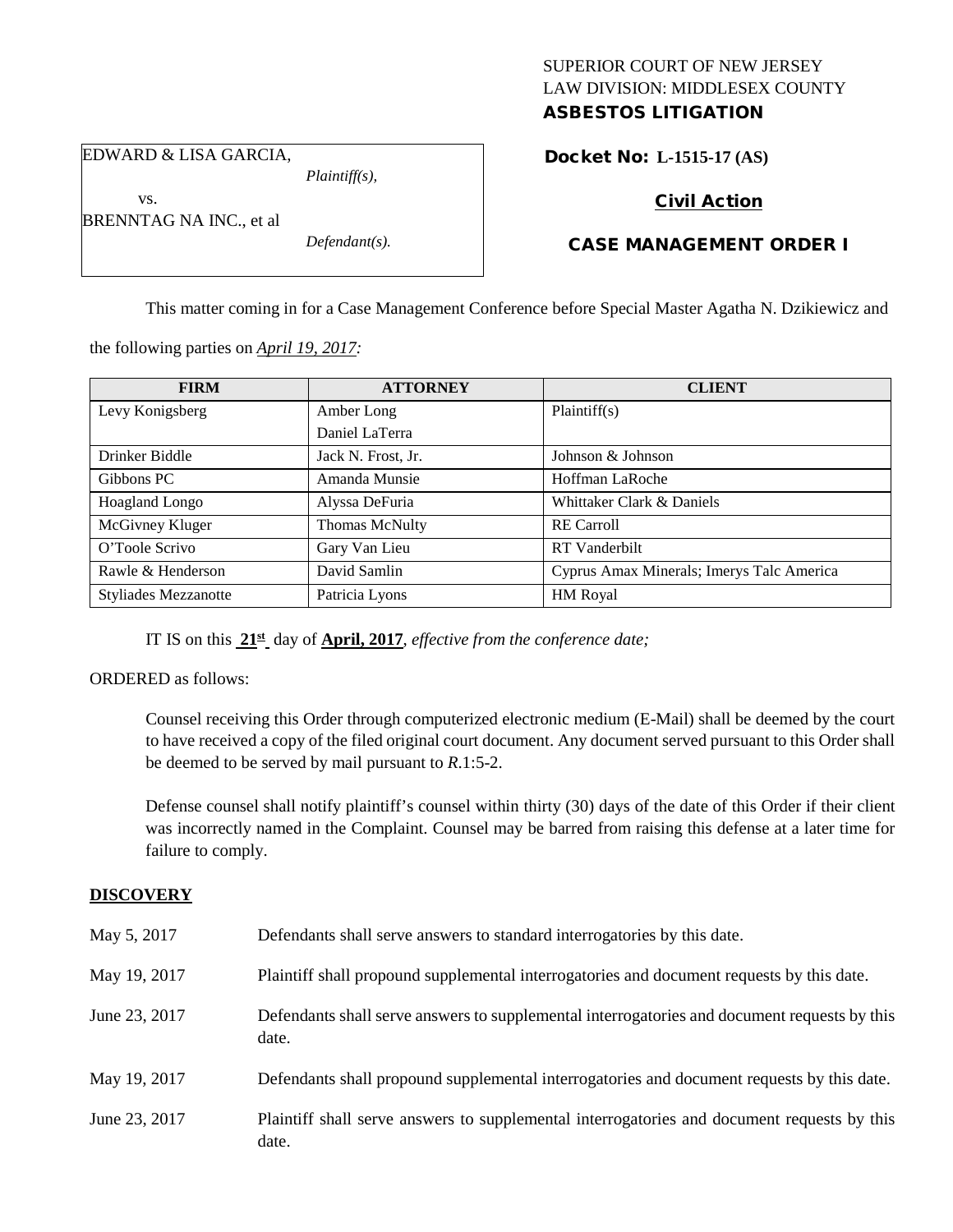SUPERIOR COURT OF NEW JERSEY
LAW DIVISION: MIDDLESEX COUNTY
**ASBESTOS LITIGATION**

EDWARD & LISA GARCIA,
*Plaintiff(s),*
vs.
BRENNTAG NA INC., et al
*Defendant(s).*

**Docket No: L-1515-17 (AS)**

**Civil Action**

**CASE MANAGEMENT ORDER I**

This matter coming in for a Case Management Conference before Special Master Agatha N. Dzikiewicz and the following parties on *April 19, 2017:*

| FIRM | ATTORNEY | CLIENT |
|---|---|---|
| Levy Konigsberg | Amber Long<br>Daniel LaTerra | Plaintiff(s) |
| Drinker Biddle | Jack N. Frost, Jr. | Johnson & Johnson |
| Gibbons PC | Amanda Munsie | Hoffman LaRoche |
| Hoagland Longo | Alyssa DeFuria | Whittaker Clark & Daniels |
| McGivney Kluger | Thomas McNulty | RE Carroll |
| O'Toole Scrivo | Gary Van Lieu | RT Vanderbilt |
| Rawle & Henderson | David Samlin | Cyprus Amax Minerals; Imerys Talc America |
| Styliades Mezzanotte | Patricia Lyons | HM Royal |

IT IS on this **21st** day of **April, 2017**, *effective from the conference date;*

ORDERED as follows:

Counsel receiving this Order through computerized electronic medium (E-Mail) shall be deemed by the court to have received a copy of the filed original court document. Any document served pursuant to this Order shall be deemed to be served by mail pursuant to *R*.1:5-2.

Defense counsel shall notify plaintiff's counsel within thirty (30) days of the date of this Order if their client was incorrectly named in the Complaint. Counsel may be barred from raising this defense at a later time for failure to comply.

## DISCOVERY

May 5, 2017 — Defendants shall serve answers to standard interrogatories by this date.

May 19, 2017 — Plaintiff shall propound supplemental interrogatories and document requests by this date.

June 23, 2017 — Defendants shall serve answers to supplemental interrogatories and document requests by this date.

May 19, 2017 — Defendants shall propound supplemental interrogatories and document requests by this date.

June 23, 2017 — Plaintiff shall serve answers to supplemental interrogatories and document requests by this date.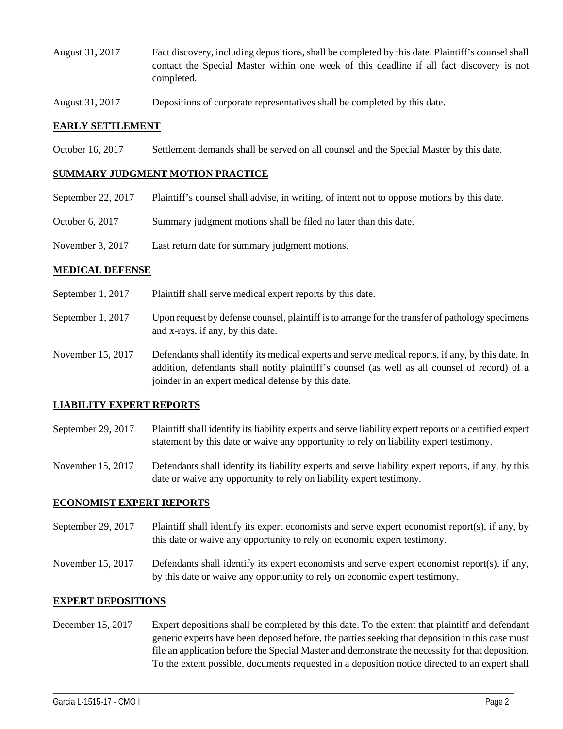August 31, 2017 Fact discovery, including depositions, shall be completed by this date. Plaintiff's counsel shall contact the Special Master within one week of this deadline if all fact discovery is not completed.

August 31, 2017 Depositions of corporate representatives shall be completed by this date.

## EARLY SETTLEMENT

October 16, 2017 Settlement demands shall be served on all counsel and the Special Master by this date.

## SUMMARY JUDGMENT MOTION PRACTICE

September 22, 2017 Plaintiff's counsel shall advise, in writing, of intent not to oppose motions by this date.

October 6, 2017 Summary judgment motions shall be filed no later than this date.

November 3, 2017 Last return date for summary judgment motions.

## MEDICAL DEFENSE

September 1, 2017 Plaintiff shall serve medical expert reports by this date.

September 1, 2017 Upon request by defense counsel, plaintiff is to arrange for the transfer of pathology specimens and x-rays, if any, by this date.

November 15, 2017 Defendants shall identify its medical experts and serve medical reports, if any, by this date. In addition, defendants shall notify plaintiff's counsel (as well as all counsel of record) of a joinder in an expert medical defense by this date.

## LIABILITY EXPERT REPORTS

September 29, 2017 Plaintiff shall identify its liability experts and serve liability expert reports or a certified expert statement by this date or waive any opportunity to rely on liability expert testimony.

November 15, 2017 Defendants shall identify its liability experts and serve liability expert reports, if any, by this date or waive any opportunity to rely on liability expert testimony.

## ECONOMIST EXPERT REPORTS

September 29, 2017 Plaintiff shall identify its expert economists and serve expert economist report(s), if any, by this date or waive any opportunity to rely on economic expert testimony.

November 15, 2017 Defendants shall identify its expert economists and serve expert economist report(s), if any, by this date or waive any opportunity to rely on economic expert testimony.

## EXPERT DEPOSITIONS

December 15, 2017 Expert depositions shall be completed by this date. To the extent that plaintiff and defendant generic experts have been deposed before, the parties seeking that deposition in this case must file an application before the Special Master and demonstrate the necessity for that deposition. To the extent possible, documents requested in a deposition notice directed to an expert shall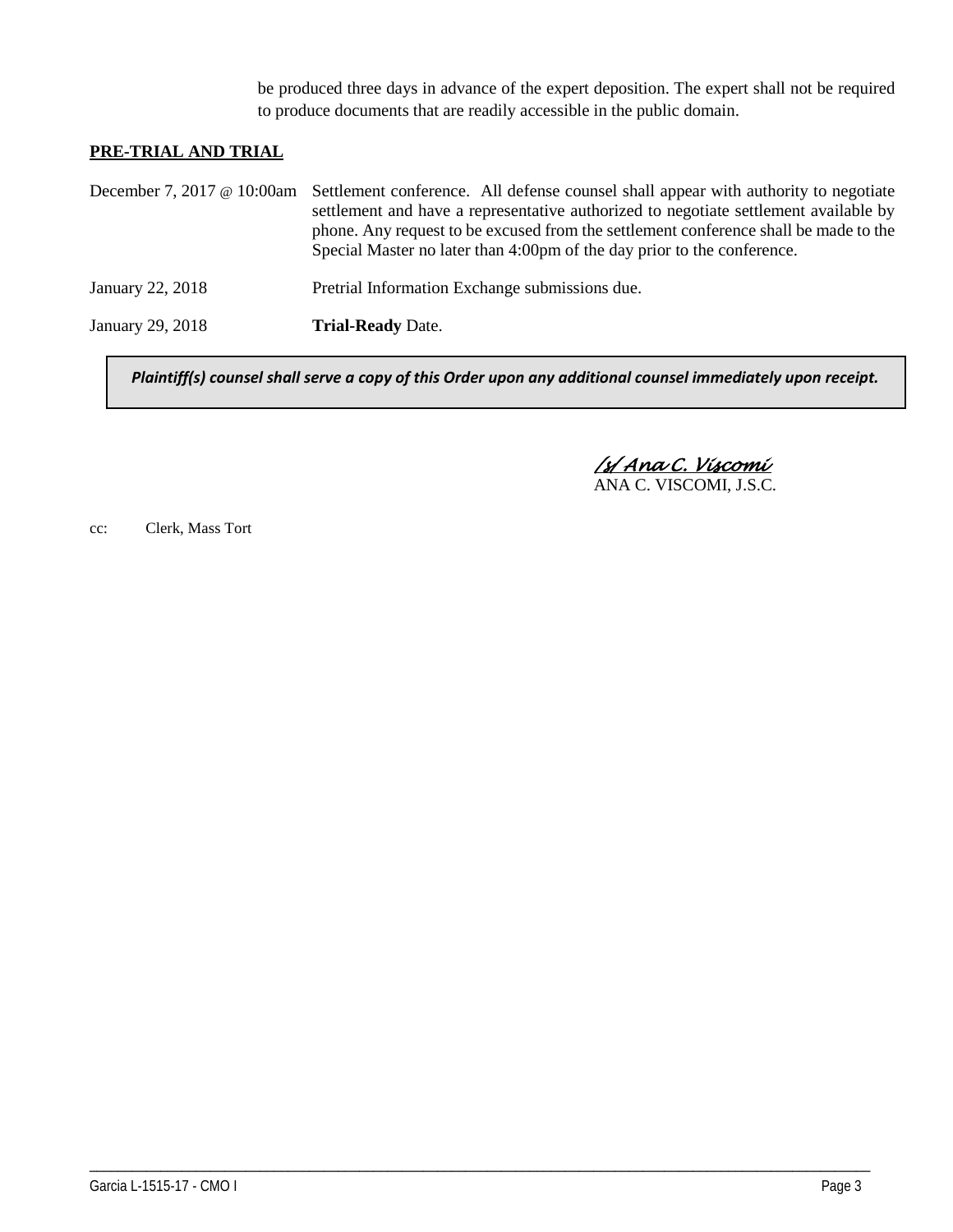be produced three days in advance of the expert deposition. The expert shall not be required to produce documents that are readily accessible in the public domain.

**PRE-TRIAL AND TRIAL**

| | |
|---|---|
| December 7, 2017 @ 10:00am | Settlement conference. All defense counsel shall appear with authority to negotiate settlement and have a representative authorized to negotiate settlement available by phone. Any request to be excused from the settlement conference shall be made to the Special Master no later than 4:00pm of the day prior to the conference. |
| January 22, 2018 | Pretrial Information Exchange submissions due. |
| January 29, 2018 | **Trial-Ready** Date. |

***Plaintiff(s) counsel shall serve a copy of this Order upon any additional counsel immediately upon receipt.***

/s/ Ana C. Viscomi
ANA C. VISCOMI, J.S.C.

cc: Clerk, Mass Tort